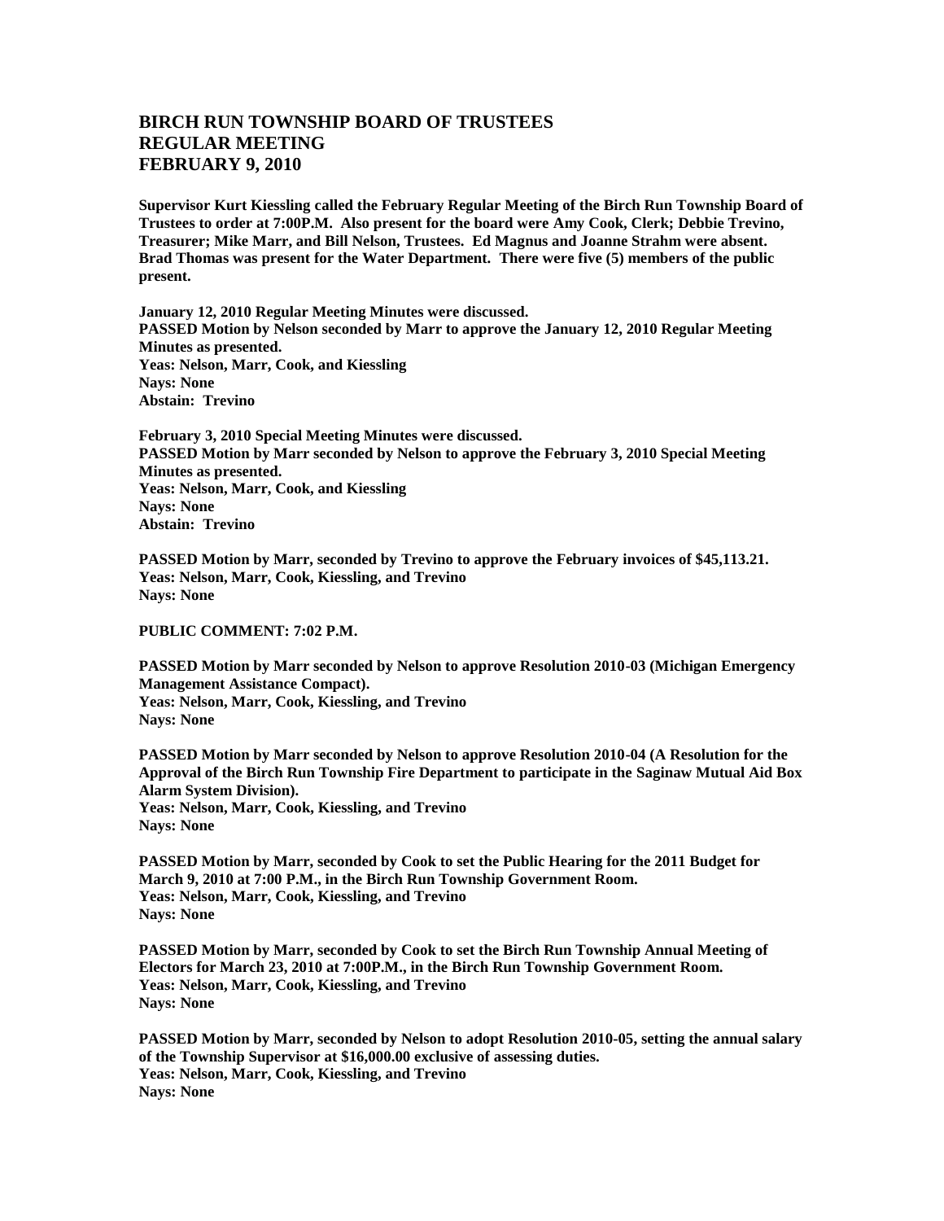# BIRCH RUN TOWNSHIP BOARD OF TRUSTEES
# REGULAR MEETING
# FEBRUARY 9, 2010

**Supervisor Kurt Kiessling called the February Regular Meeting of the Birch Run Township Board of Trustees to order at 7:00P.M. Also present for the board were Amy Cook, Clerk; Debbie Trevino, Treasurer; Mike Marr, and Bill Nelson, Trustees. Ed Magnus and Joanne Strahm were absent. Brad Thomas was present for the Water Department. There were five (5) members of the public present.**

**January 12, 2010 Regular Meeting Minutes were discussed.**
**PASSED Motion by Nelson seconded by Marr to approve the January 12, 2010 Regular Meeting Minutes as presented.**
**Yeas: Nelson, Marr, Cook, and Kiessling**
**Nays: None**
**Abstain: Trevino**

**February 3, 2010 Special Meeting Minutes were discussed.**
**PASSED Motion by Marr seconded by Nelson to approve the February 3, 2010 Special Meeting Minutes as presented.**
**Yeas: Nelson, Marr, Cook, and Kiessling**
**Nays: None**
**Abstain: Trevino**

**PASSED Motion by Marr, seconded by Trevino to approve the February invoices of $45,113.21.**
**Yeas: Nelson, Marr, Cook, Kiessling, and Trevino**
**Nays: None**

**PUBLIC COMMENT: 7:02 P.M.**

**PASSED Motion by Marr seconded by Nelson to approve Resolution 2010-03 (Michigan Emergency Management Assistance Compact).**
**Yeas: Nelson, Marr, Cook, Kiessling, and Trevino**
**Nays: None**

**PASSED Motion by Marr seconded by Nelson to approve Resolution 2010-04 (A Resolution for the Approval of the Birch Run Township Fire Department to participate in the Saginaw Mutual Aid Box Alarm System Division).**
**Yeas: Nelson, Marr, Cook, Kiessling, and Trevino**
**Nays: None**

**PASSED Motion by Marr, seconded by Cook to set the Public Hearing for the 2011 Budget for March 9, 2010 at 7:00 P.M., in the Birch Run Township Government Room.**
**Yeas: Nelson, Marr, Cook, Kiessling, and Trevino**
**Nays: None**

**PASSED Motion by Marr, seconded by Cook to set the Birch Run Township Annual Meeting of Electors for March 23, 2010 at 7:00P.M., in the Birch Run Township Government Room.**
**Yeas: Nelson, Marr, Cook, Kiessling, and Trevino**
**Nays: None**

**PASSED Motion by Marr, seconded by Nelson to adopt Resolution 2010-05, setting the annual salary of the Township Supervisor at $16,000.00 exclusive of assessing duties.**
**Yeas: Nelson, Marr, Cook, Kiessling, and Trevino**
**Nays: None**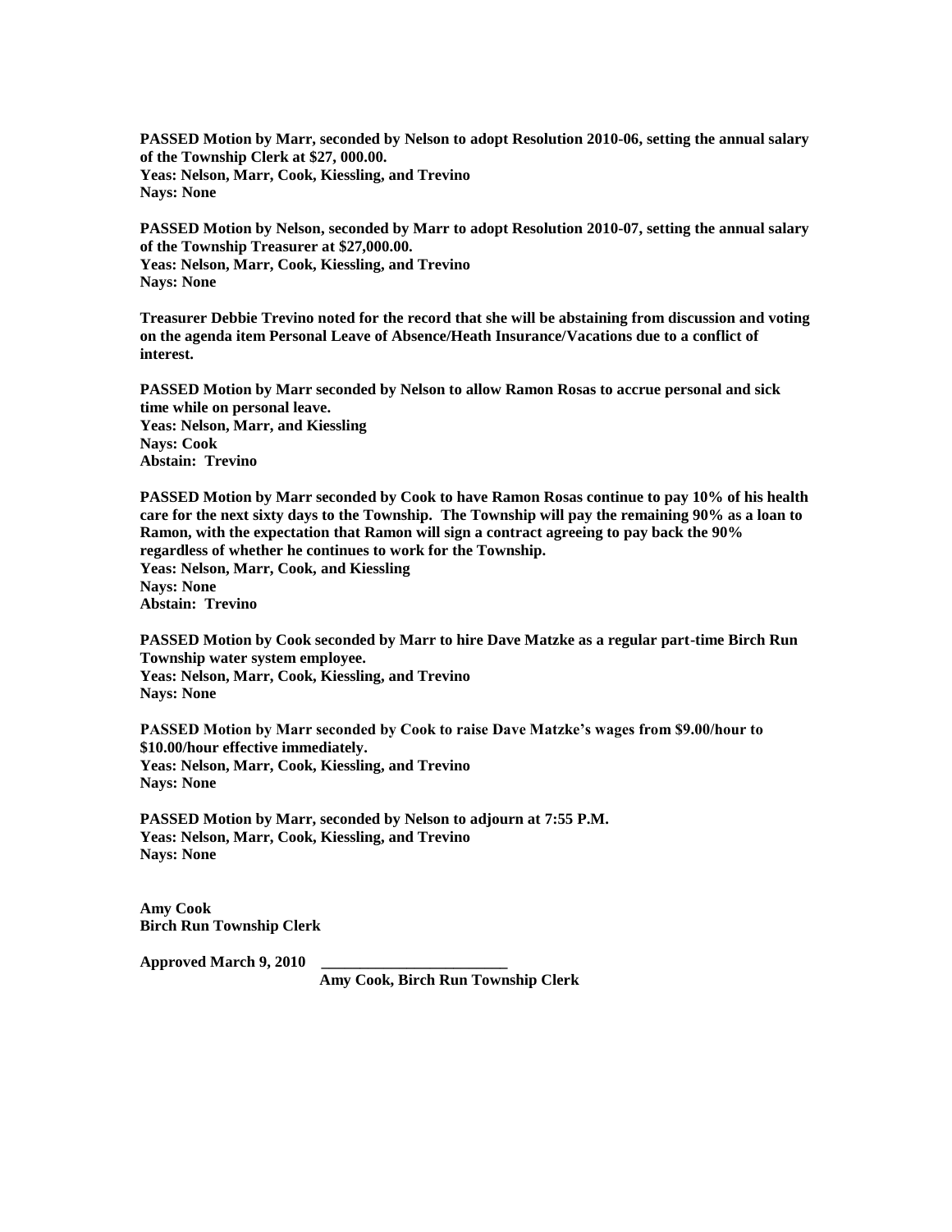**PASSED Motion by Marr, seconded by Nelson to adopt Resolution 2010-06, setting the annual salary of the Township Clerk at $27, 000.00.**
**Yeas: Nelson, Marr, Cook, Kiessling, and Trevino**
**Nays: None**

**PASSED Motion by Nelson, seconded by Marr to adopt Resolution 2010-07, setting the annual salary of the Township Treasurer at $27,000.00.**
**Yeas: Nelson, Marr, Cook, Kiessling, and Trevino**
**Nays: None**

**Treasurer Debbie Trevino noted for the record that she will be abstaining from discussion and voting on the agenda item Personal Leave of Absence/Heath Insurance/Vacations due to a conflict of interest.**

**PASSED Motion by Marr seconded by Nelson to allow Ramon Rosas to accrue personal and sick time while on personal leave.**
**Yeas: Nelson, Marr, and Kiessling**
**Nays: Cook**
**Abstain: Trevino**

**PASSED Motion by Marr seconded by Cook to have Ramon Rosas continue to pay 10% of his health care for the next sixty days to the Township. The Township will pay the remaining 90% as a loan to Ramon, with the expectation that Ramon will sign a contract agreeing to pay back the 90% regardless of whether he continues to work for the Township.**
**Yeas: Nelson, Marr, Cook, and Kiessling**
**Nays: None**
**Abstain: Trevino**

**PASSED Motion by Cook seconded by Marr to hire Dave Matzke as a regular part-time Birch Run Township water system employee.**
**Yeas: Nelson, Marr, Cook, Kiessling, and Trevino**
**Nays: None**

**PASSED Motion by Marr seconded by Cook to raise Dave Matzke's wages from $9.00/hour to $10.00/hour effective immediately.**
**Yeas: Nelson, Marr, Cook, Kiessling, and Trevino**
**Nays: None**

**PASSED Motion by Marr, seconded by Nelson to adjourn at 7:55 P.M.**
**Yeas: Nelson, Marr, Cook, Kiessling, and Trevino**
**Nays: None**

**Amy Cook**
**Birch Run Township Clerk**

**Approved March 9, 2010** \_\_\_\_\_\_\_\_\_\_\_\_\_\_\_\_\_\_\_\_\_\_\_\_
**Amy Cook, Birch Run Township Clerk**